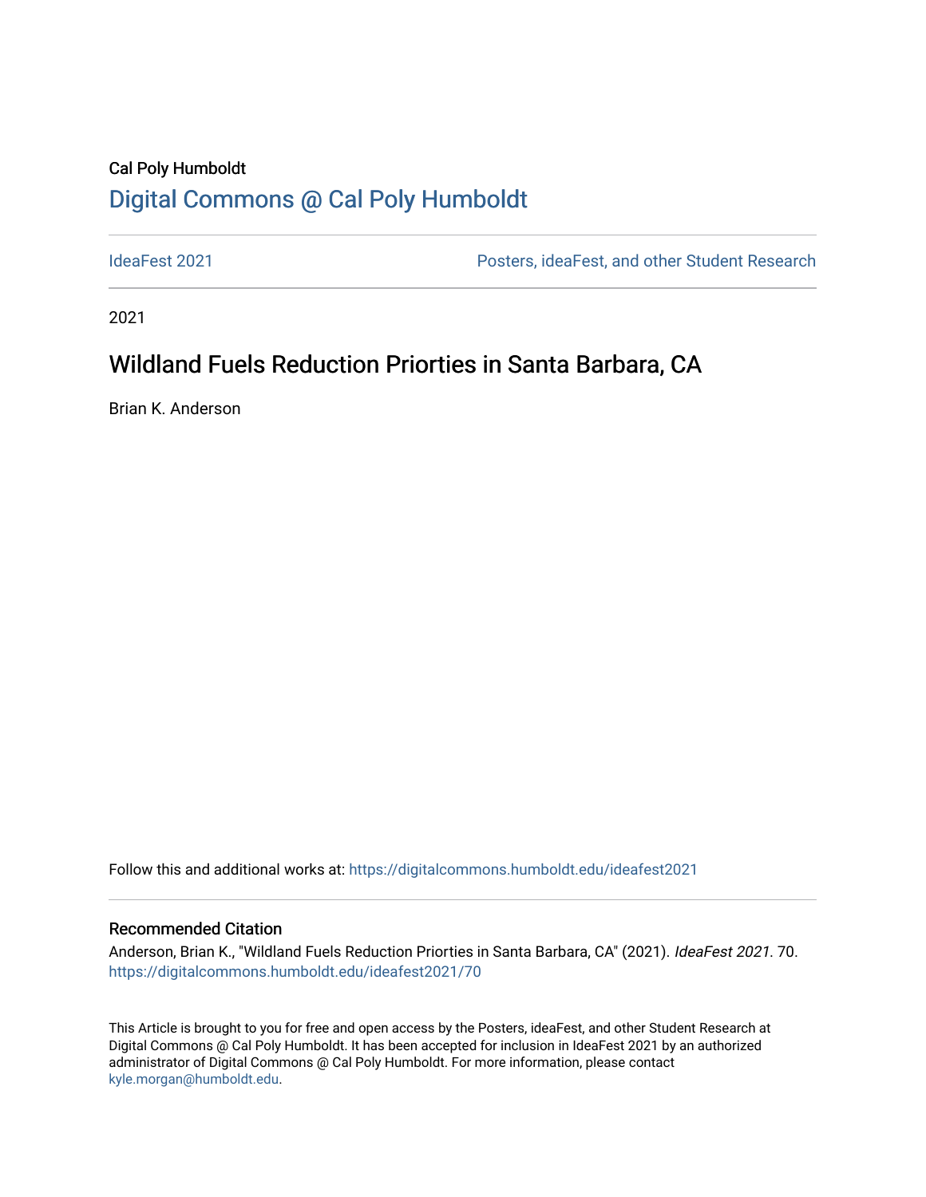Cal Poly Humboldt

# Digital Commons @ Cal Poly Humboldt

IdeaFest 2021

Posters, ideaFest, and other Student Research

2021

## Wildland Fuels Reduction Priorties in Santa Barbara, CA

Brian K. Anderson

Follow this and additional works at: https://digitalcommons.humboldt.edu/ideafest2021

### Recommended Citation

Anderson, Brian K., "Wildland Fuels Reduction Priorties in Santa Barbara, CA" (2021). *IdeaFest 2021*. 70.
https://digitalcommons.humboldt.edu/ideafest2021/70

This Article is brought to you for free and open access by the Posters, ideaFest, and other Student Research at Digital Commons @ Cal Poly Humboldt. It has been accepted for inclusion in IdeaFest 2021 by an authorized administrator of Digital Commons @ Cal Poly Humboldt. For more information, please contact kyle.morgan@humboldt.edu.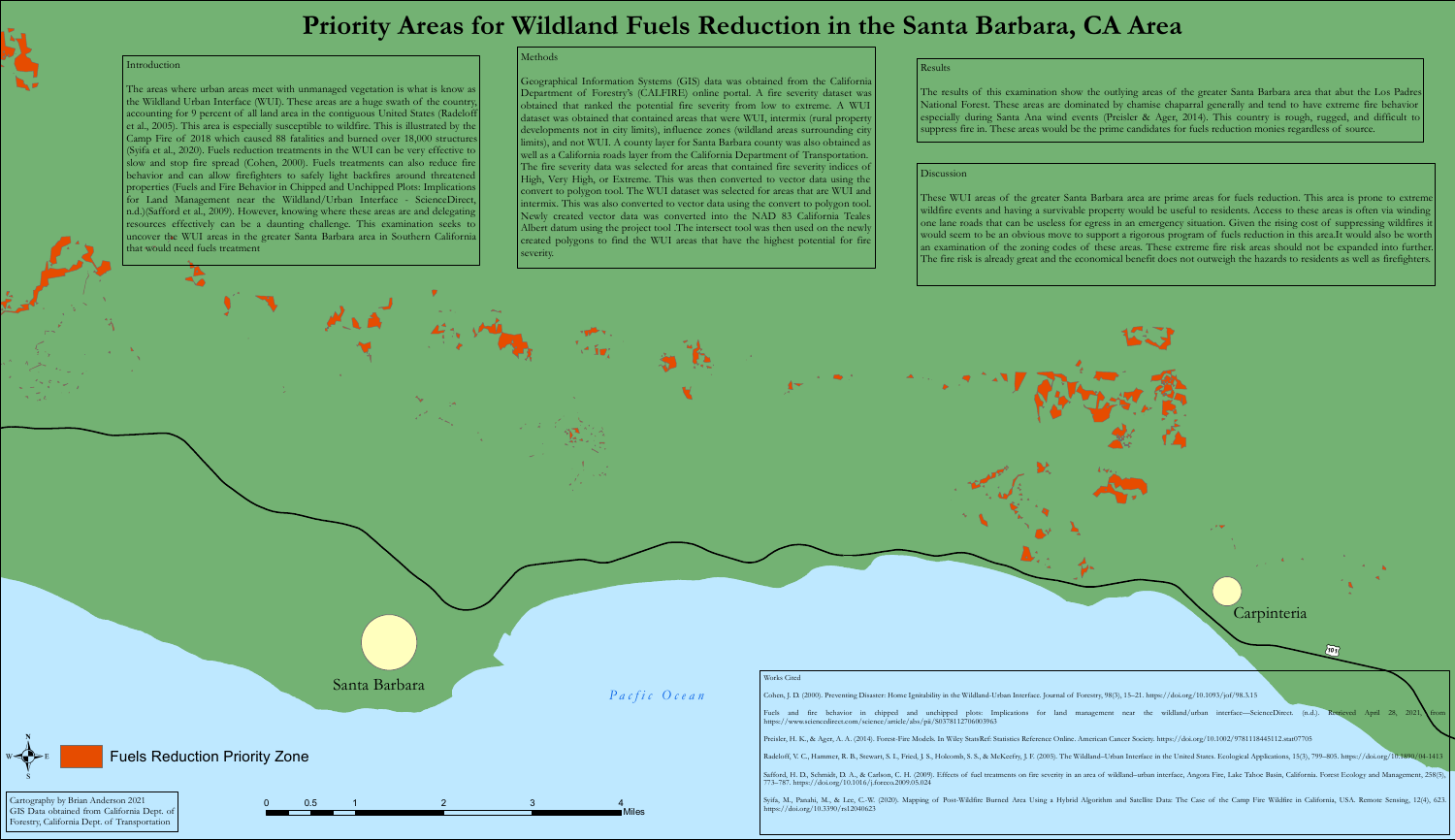# Priority Areas for Wildland Fuels Reduction in the Santa Barbara, CA Area

## Introduction

The areas where urban areas meet with unmanaged vegetation is what is know as the Wildland Urban Interface (WUI). These areas are a huge swath of the country, accounting for 9 percent of all land area in the contiguous United States (Radeloff et al., 2005). This area is especially susceptible to wildfire. This is illustrated by the Camp Fire of 2018 which caused 88 fatalities and burned over 18,000 structures (Syifa et al., 2020). Fuels reduction treatments in the WUI can be very effective to slow and stop fire spread (Cohen, 2000). Fuels treatments can also reduce fire behavior and can allow firefighters to safely light backfires around threatened properties (Fuels and Fire Behavior in Chipped and Unchipped Plots: Implications for Land Management near the Wildland/Urban Interface - ScienceDirect, n.d.)(Safford et al., 2009). However, knowing where these areas are and delegating resources effectively can be a daunting challenge. This examination seeks to uncover the WUI areas in the greater Santa Barbara area in Southern California that would need fuels treatment

## Methods

Geographical Information Systems (GIS) data was obtained from the California Department of Forestry's (CALFIRE) online portal. A fire severity dataset was obtained that ranked the potential fire severity from low to extreme. A WUI dataset was obtained that contained areas that were WUI, intermix (rural property developments not in city limits), influence zones (wildland areas surrounding city limits), and not WUI. A county layer for Santa Barbara county was also obtained as well as a California roads layer from the California Department of Transportation. The fire severity data was selected for areas that contained fire severity indices of High, Very High, or Extreme. This was then converted to vector data using the convert to polygon tool. The WUI dataset was selected for areas that are WUI and intermix. This was also converted to vector data using the convert to polygon tool. Newly created vector data was converted into the NAD 83 California Teales Albert datum using the project tool .The intersect tool was then used on the newly created polygons to find the WUI areas that have the highest potential for fire severity.

## Results

The results of this examination show the outlying areas of the greater Santa Barbara area that abut the Los Padres National Forest. These areas are dominated by chamise chaparral generally and tend to have extreme fire behavior especially during Santa Ana wind events (Preisler & Ager, 2014). This country is rough, rugged, and difficult to suppress fire in. These areas would be the prime candidates for fuels reduction monies regardless of source.

## Discussion

These WUI areas of the greater Santa Barbara area are prime areas for fuels reduction. This area is prone to extreme wildfire events and having a survivable property would be useful to residents. Access to these areas is often via winding one lane roads that can be useless for egress in an emergency situation. Given the rising cost of suppressing wildfires it would seem to be an obvious move to support a rigorous program of fuels reduction in this area.It would also be worth an examination of the zoning codes of these areas. These extreme fire risk areas should not be expanded into further. The fire risk is already great and the economical benefit does not outweigh the hazards to residents as well as firefighters.

Santa Barbara

Carpinteria

Pacific Ocean

101

N
W E
S

Fuels Reduction Priority Zone

0 0.5 1 2 3 4 Miles

Cartography by Brian Anderson 2021
GIS Data obtained from California Dept. of Forestry, California Dept. of Transportation

## Works Cited

Cohen, J. D. (2000). Preventing Disaster: Home Ignitability in the Wildland-Urban Interface. Journal of Forestry, 98(3), 15–21. https://doi.org/10.1093/jof/98.3.15

Fuels and fire behavior in chipped and unchipped plots: Implications for land management near the wildland/urban interface—ScienceDirect. (n.d.). Retrieved April 28, 2021, from https://www.sciencedirect.com/science/article/abs/pii/S0378112706003963

Preisler, H. K., & Ager, A. A. (2014). Forest-Fire Models. In Wiley StatsRef: Statistics Reference Online. American Cancer Society. https://doi.org/10.1002/9781118445112.stat07705

Radeloff, V. C., Hammer, R. B., Stewart, S. I., Fried, J. S., Holcomb, S. S., & McKeefry, J. F. (2005). The Wildland–Urban Interface in the United States. Ecological Applications, 15(3), 799–805. https://doi.org/10.1890/04-1413

Safford, H. D., Schmidt, D. A., & Carlson, C. H. (2009). Effects of fuel treatments on fire severity in an area of wildland–urban interface, Angora Fire, Lake Tahoe Basin, California. Forest Ecology and Management, 258(5), 773–787. https://doi.org/10.1016/j.foreco.2009.05.024

Syifa, M., Panahi, M., & Lee, C.-W. (2020). Mapping of Post-Wildfire Burned Area Using a Hybrid Algorithm and Satellite Data: The Case of the Camp Fire Wildfire in California, USA. Remote Sensing, 12(4), 623. https://doi.org/10.3390/rs12040623